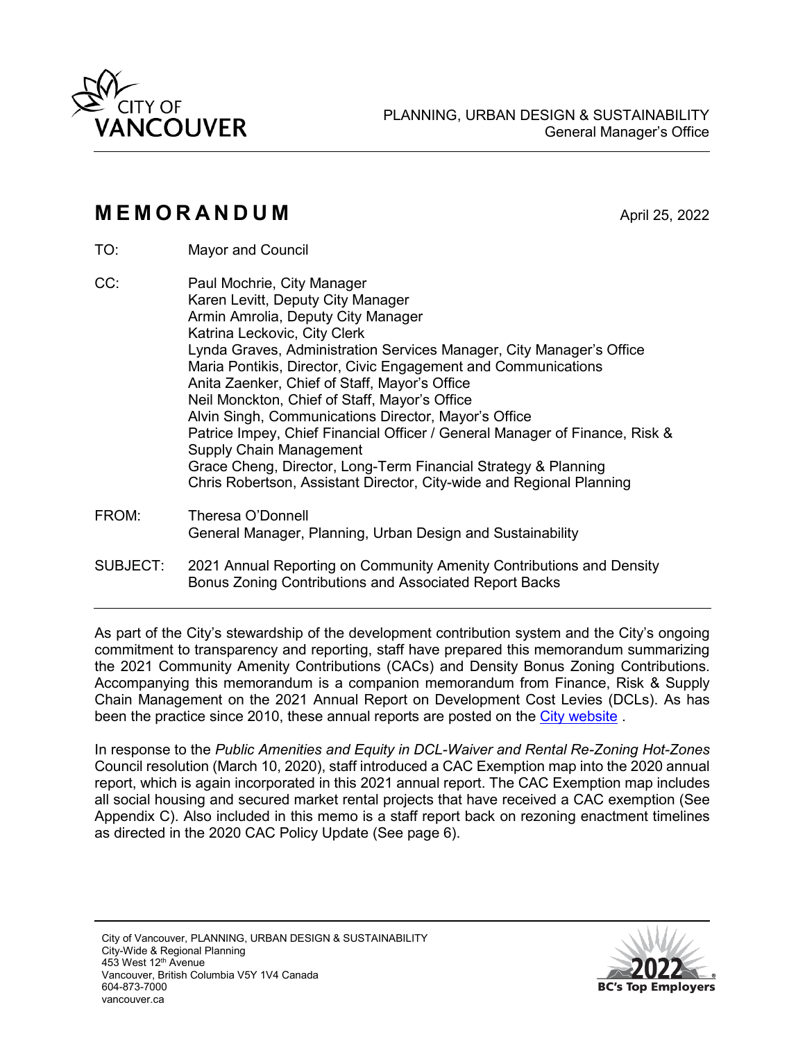PLANNING, URBAN DESIGN & SUSTAINABILITY
General Manager's Office

# MEMORANDUM

April 25, 2022

TO: Mayor and Council

CC: Paul Mochrie, City Manager
Karen Levitt, Deputy City Manager
Armin Amrolia, Deputy City Manager
Katrina Leckovic, City Clerk
Lynda Graves, Administration Services Manager, City Manager's Office
Maria Pontikis, Director, Civic Engagement and Communications
Anita Zaenker, Chief of Staff, Mayor's Office
Neil Monckton, Chief of Staff, Mayor's Office
Alvin Singh, Communications Director, Mayor's Office
Patrice Impey, Chief Financial Officer / General Manager of Finance, Risk & Supply Chain Management
Grace Cheng, Director, Long-Term Financial Strategy & Planning
Chris Robertson, Assistant Director, City-wide and Regional Planning

FROM: Theresa O'Donnell
General Manager, Planning, Urban Design and Sustainability

SUBJECT: 2021 Annual Reporting on Community Amenity Contributions and Density Bonus Zoning Contributions and Associated Report Backs

---

As part of the City's stewardship of the development contribution system and the City's ongoing commitment to transparency and reporting, staff have prepared this memorandum summarizing the 2021 Community Amenity Contributions (CACs) and Density Bonus Zoning Contributions. Accompanying this memorandum is a companion memorandum from Finance, Risk & Supply Chain Management on the 2021 Annual Report on Development Cost Levies (DCLs). As has been the practice since 2010, these annual reports are posted on the City website .

In response to the *Public Amenities and Equity in DCL-Waiver and Rental Re-Zoning Hot-Zones* Council resolution (March 10, 2020), staff introduced a CAC Exemption map into the 2020 annual report, which is again incorporated in this 2021 annual report. The CAC Exemption map includes all social housing and secured market rental projects that have received a CAC exemption (See Appendix C). Also included in this memo is a staff report back on rezoning enactment timelines as directed in the 2020 CAC Policy Update (See page 6).

City of Vancouver, PLANNING, URBAN DESIGN & SUSTAINABILITY
City-Wide & Regional Planning
453 West 12th Avenue
Vancouver, British Columbia V5Y 1V4 Canada
604-873-7000
vancouver.ca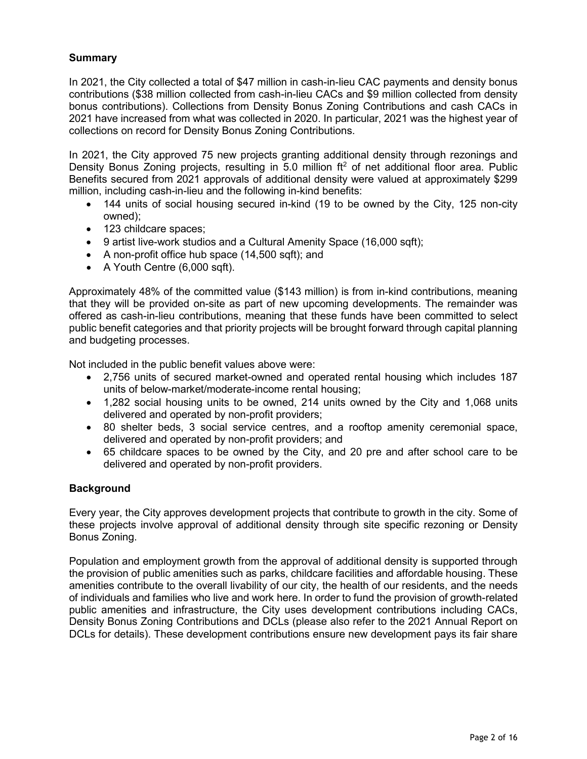## Summary

In 2021, the City collected a total of $47 million in cash-in-lieu CAC payments and density bonus contributions ($38 million collected from cash-in-lieu CACs and $9 million collected from density bonus contributions). Collections from Density Bonus Zoning Contributions and cash CACs in 2021 have increased from what was collected in 2020. In particular, 2021 was the highest year of collections on record for Density Bonus Zoning Contributions.

In 2021, the City approved 75 new projects granting additional density through rezonings and Density Bonus Zoning projects, resulting in 5.0 million $ft^2$ of net additional floor area. Public Benefits secured from 2021 approvals of additional density were valued at approximately $299 million, including cash-in-lieu and the following in-kind benefits:

- 144 units of social housing secured in-kind (19 to be owned by the City, 125 non-city owned);
- 123 childcare spaces;
- 9 artist live-work studios and a Cultural Amenity Space (16,000 sqft);
- A non-profit office hub space (14,500 sqft); and
- A Youth Centre (6,000 sqft).

Approximately 48% of the committed value ($143 million) is from in-kind contributions, meaning that they will be provided on-site as part of new upcoming developments. The remainder was offered as cash-in-lieu contributions, meaning that these funds have been committed to select public benefit categories and that priority projects will be brought forward through capital planning and budgeting processes.

Not included in the public benefit values above were:

- 2,756 units of secured market-owned and operated rental housing which includes 187 units of below-market/moderate-income rental housing;
- 1,282 social housing units to be owned, 214 units owned by the City and 1,068 units delivered and operated by non-profit providers;
- 80 shelter beds, 3 social service centres, and a rooftop amenity ceremonial space, delivered and operated by non-profit providers; and
- 65 childcare spaces to be owned by the City, and 20 pre and after school care to be delivered and operated by non-profit providers.

## Background

Every year, the City approves development projects that contribute to growth in the city. Some of these projects involve approval of additional density through site specific rezoning or Density Bonus Zoning.

Population and employment growth from the approval of additional density is supported through the provision of public amenities such as parks, childcare facilities and affordable housing. These amenities contribute to the overall livability of our city, the health of our residents, and the needs of individuals and families who live and work here. In order to fund the provision of growth-related public amenities and infrastructure, the City uses development contributions including CACs, Density Bonus Zoning Contributions and DCLs (please also refer to the 2021 Annual Report on DCLs for details). These development contributions ensure new development pays its fair share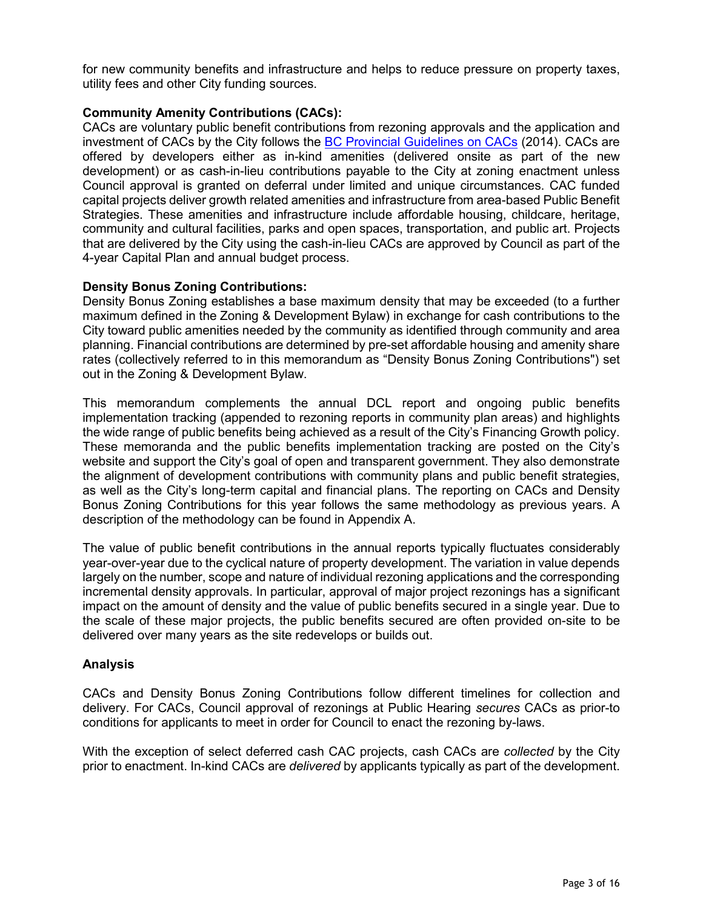for new community benefits and infrastructure and helps to reduce pressure on property taxes, utility fees and other City funding sources.

**Community Amenity Contributions (CACs):**
CACs are voluntary public benefit contributions from rezoning approvals and the application and investment of CACs by the City follows the [BC Provincial Guidelines on CACs](#) (2014). CACs are offered by developers either as in-kind amenities (delivered onsite as part of the new development) or as cash-in-lieu contributions payable to the City at zoning enactment unless Council approval is granted on deferral under limited and unique circumstances. CAC funded capital projects deliver growth related amenities and infrastructure from area-based Public Benefit Strategies. These amenities and infrastructure include affordable housing, childcare, heritage, community and cultural facilities, parks and open spaces, transportation, and public art. Projects that are delivered by the City using the cash-in-lieu CACs are approved by Council as part of the 4-year Capital Plan and annual budget process.

**Density Bonus Zoning Contributions:**
Density Bonus Zoning establishes a base maximum density that may be exceeded (to a further maximum defined in the Zoning & Development Bylaw) in exchange for cash contributions to the City toward public amenities needed by the community as identified through community and area planning. Financial contributions are determined by pre-set affordable housing and amenity share rates (collectively referred to in this memorandum as "Density Bonus Zoning Contributions") set out in the Zoning & Development Bylaw.

This memorandum complements the annual DCL report and ongoing public benefits implementation tracking (appended to rezoning reports in community plan areas) and highlights the wide range of public benefits being achieved as a result of the City's Financing Growth policy. These memoranda and the public benefits implementation tracking are posted on the City's website and support the City's goal of open and transparent government. They also demonstrate the alignment of development contributions with community plans and public benefit strategies, as well as the City's long-term capital and financial plans. The reporting on CACs and Density Bonus Zoning Contributions for this year follows the same methodology as previous years. A description of the methodology can be found in Appendix A.

The value of public benefit contributions in the annual reports typically fluctuates considerably year-over-year due to the cyclical nature of property development. The variation in value depends largely on the number, scope and nature of individual rezoning applications and the corresponding incremental density approvals. In particular, approval of major project rezonings has a significant impact on the amount of density and the value of public benefits secured in a single year. Due to the scale of these major projects, the public benefits secured are often provided on-site to be delivered over many years as the site redevelops or builds out.

## Analysis

CACs and Density Bonus Zoning Contributions follow different timelines for collection and delivery. For CACs, Council approval of rezonings at Public Hearing *secures* CACs as prior-to conditions for applicants to meet in order for Council to enact the rezoning by-laws.

With the exception of select deferred cash CAC projects, cash CACs are *collected* by the City prior to enactment. In-kind CACs are *delivered* by applicants typically as part of the development.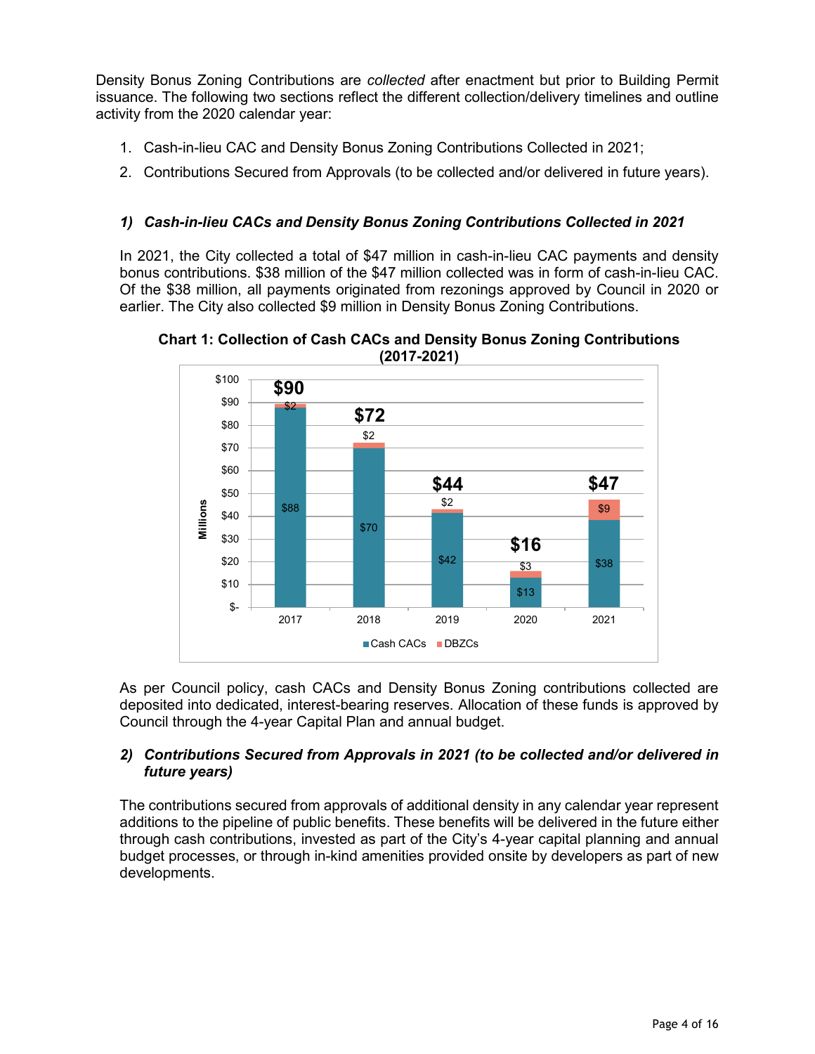Density Bonus Zoning Contributions are *collected* after enactment but prior to Building Permit issuance. The following two sections reflect the different collection/delivery timelines and outline activity from the 2020 calendar year:

1. Cash-in-lieu CAC and Density Bonus Zoning Contributions Collected in 2021;
2. Contributions Secured from Approvals (to be collected and/or delivered in future years).

### *1) Cash-in-lieu CACs and Density Bonus Zoning Contributions Collected in 2021*

In 2021, the City collected a total of $47 million in cash-in-lieu CAC payments and density bonus contributions. $38 million of the $47 million collected was in form of cash-in-lieu CAC. Of the $38 million, all payments originated from rezonings approved by Council in 2020 or earlier. The City also collected $9 million in Density Bonus Zoning Contributions.

**Chart 1: Collection of Cash CACs and Density Bonus Zoning Contributions (2017-2021)**

| Year | Cash CACs (Millions) | DBZCs (Millions) | Total (Millions) |
|---|---|---|---|
| 2017 | $88 | $2 | $90 |
| 2018 | $70 | $2 | $72 |
| 2019 | $42 | $2 | $44 |
| 2020 | $13 | $3 | $16 |
| 2021 | $38 | $9 | $47 |

As per Council policy, cash CACs and Density Bonus Zoning contributions collected are deposited into dedicated, interest-bearing reserves. Allocation of these funds is approved by Council through the 4-year Capital Plan and annual budget.

### *2) Contributions Secured from Approvals in 2021 (to be collected and/or delivered in future years)*

The contributions secured from approvals of additional density in any calendar year represent additions to the pipeline of public benefits. These benefits will be delivered in the future either through cash contributions, invested as part of the City's 4-year capital planning and annual budget processes, or through in-kind amenities provided onsite by developers as part of new developments.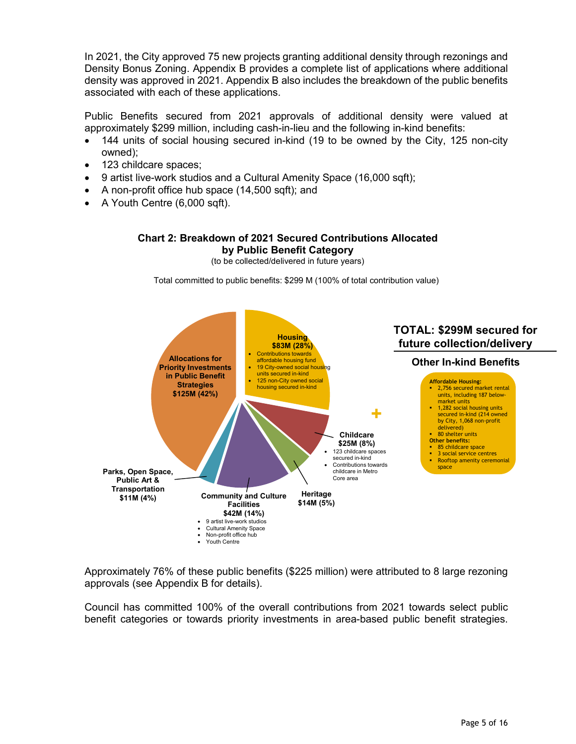In 2021, the City approved 75 new projects granting additional density through rezonings and Density Bonus Zoning. Appendix B provides a complete list of applications where additional density was approved in 2021. Appendix B also includes the breakdown of the public benefits associated with each of these applications.

Public Benefits secured from 2021 approvals of additional density were valued at approximately $299 million, including cash-in-lieu and the following in-kind benefits:

- 144 units of social housing secured in-kind (19 to be owned by the City, 125 non-city owned);
- 123 childcare spaces;
- 9 artist live-work studios and a Cultural Amenity Space (16,000 sqft);
- A non-profit office hub space (14,500 sqft); and
- A Youth Centre (6,000 sqft).

**Chart 2: Breakdown of 2021 Secured Contributions Allocated by Public Benefit Category**

(to be collected/delivered in future years)

Total committed to public benefits: $299 M (100% of total contribution value)

**Allocations for Priority Investments in Public Benefit Strategies $125M (42%)**

**Housing $83M (28%)**
- Contributions towards affordable housing fund
- 19 City-owned social housing units secured in-kind
- 125 non-City owned social housing secured in-kind

**Childcare $25M (8%)**
- 123 childcare spaces secured in-kind
- Contributions towards childcare in Metro Core area

**Heritage $14M (5%)**

**Community and Culture Facilities $42M (14%)**
- 9 artist live-work studios
- Cultural Amenity Space
- Non-profit office hub
- Youth Centre

**Parks, Open Space, Public Art & Transportation $11M (4%)**

**TOTAL: $299M secured for future collection/delivery**

**+**

**Other In-kind Benefits**

**Affordable Housing:**
- 2,756 secured market rental units, including 187 below-market units
- 1,282 social housing units secured in-kind (214 owned by City, 1,068 non-profit delivered)
- 80 shelter units

**Other benefits:**
- 85 childcare space
- 3 social service centres
- Rooftop amenity ceremonial space

Approximately 76% of these public benefits ($225 million) were attributed to 8 large rezoning approvals (see Appendix B for details).

Council has committed 100% of the overall contributions from 2021 towards select public benefit categories or towards priority investments in area-based public benefit strategies.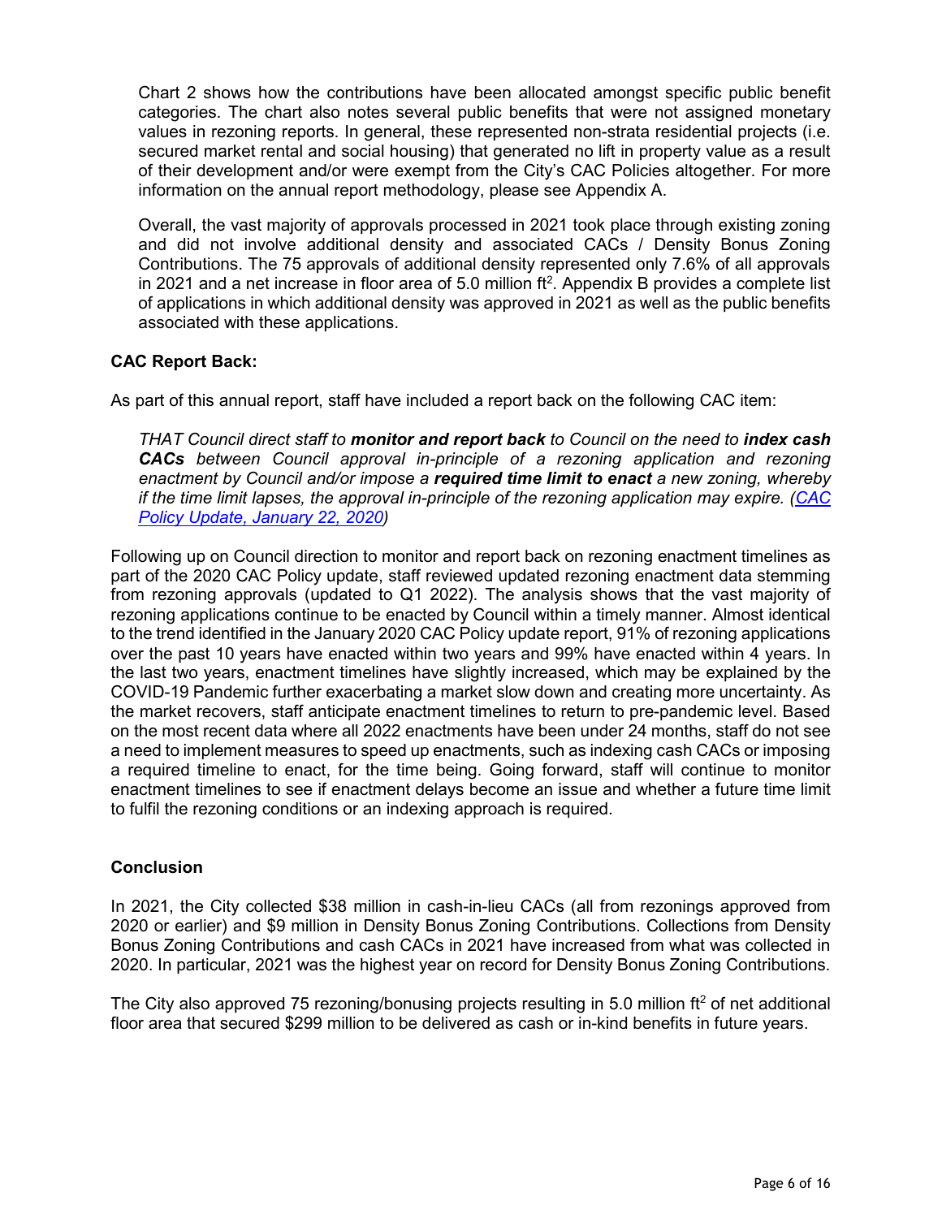Chart 2 shows how the contributions have been allocated amongst specific public benefit categories. The chart also notes several public benefits that were not assigned monetary values in rezoning reports. In general, these represented non-strata residential projects (i.e. secured market rental and social housing) that generated no lift in property value as a result of their development and/or were exempt from the City's CAC Policies altogether. For more information on the annual report methodology, please see Appendix A.

Overall, the vast majority of approvals processed in 2021 took place through existing zoning and did not involve additional density and associated CACs / Density Bonus Zoning Contributions. The 75 approvals of additional density represented only 7.6% of all approvals in 2021 and a net increase in floor area of 5.0 million $ft^2$. Appendix B provides a complete list of applications in which additional density was approved in 2021 as well as the public benefits associated with these applications.

**CAC Report Back:**

As part of this annual report, staff have included a report back on the following CAC item:

*THAT Council direct staff to **monitor and report back** to Council on the need to **index cash CACs** between Council approval in-principle of a rezoning application and rezoning enactment by Council and/or impose a **required time limit to enact** a new zoning, whereby if the time limit lapses, the approval in-principle of the rezoning application may expire. (CAC Policy Update, January 22, 2020)*

Following up on Council direction to monitor and report back on rezoning enactment timelines as part of the 2020 CAC Policy update, staff reviewed updated rezoning enactment data stemming from rezoning approvals (updated to Q1 2022). The analysis shows that the vast majority of rezoning applications continue to be enacted by Council within a timely manner. Almost identical to the trend identified in the January 2020 CAC Policy update report, 91% of rezoning applications over the past 10 years have enacted within two years and 99% have enacted within 4 years. In the last two years, enactment timelines have slightly increased, which may be explained by the COVID-19 Pandemic further exacerbating a market slow down and creating more uncertainty. As the market recovers, staff anticipate enactment timelines to return to pre-pandemic level. Based on the most recent data where all 2022 enactments have been under 24 months, staff do not see a need to implement measures to speed up enactments, such as indexing cash CACs or imposing a required timeline to enact, for the time being. Going forward, staff will continue to monitor enactment timelines to see if enactment delays become an issue and whether a future time limit to fulfil the rezoning conditions or an indexing approach is required.

## Conclusion

In 2021, the City collected $38 million in cash-in-lieu CACs (all from rezonings approved from 2020 or earlier) and $9 million in Density Bonus Zoning Contributions. Collections from Density Bonus Zoning Contributions and cash CACs in 2021 have increased from what was collected in 2020. In particular, 2021 was the highest year on record for Density Bonus Zoning Contributions.

The City also approved 75 rezoning/bonusing projects resulting in 5.0 million $ft^2$ of net additional floor area that secured $299 million to be delivered as cash or in-kind benefits in future years.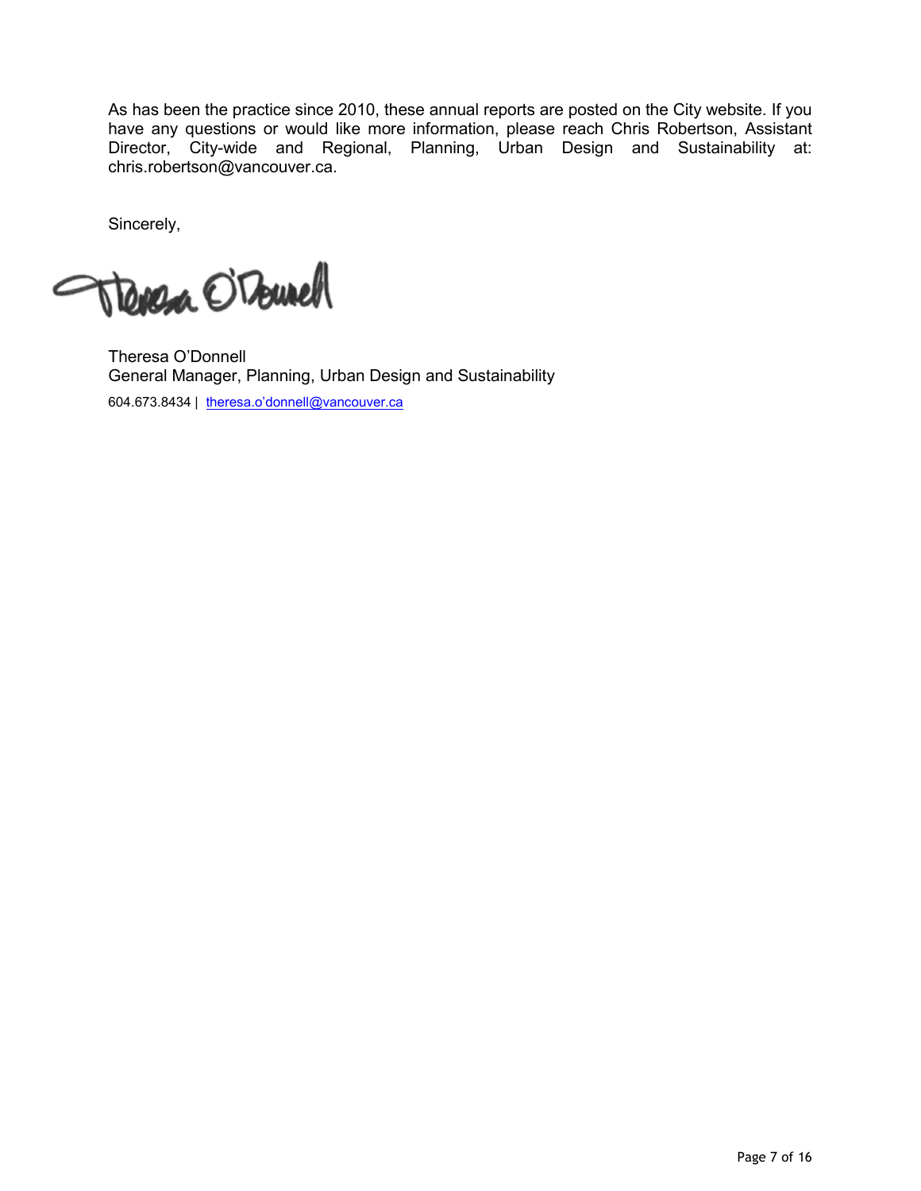As has been the practice since 2010, these annual reports are posted on the City website. If you have any questions or would like more information, please reach Chris Robertson, Assistant Director, City-wide and Regional, Planning, Urban Design and Sustainability at: chris.robertson@vancouver.ca.

Sincerely,

Theresa O'Donnell
General Manager, Planning, Urban Design and Sustainability
604.673.8434 | theresa.o'donnell@vancouver.ca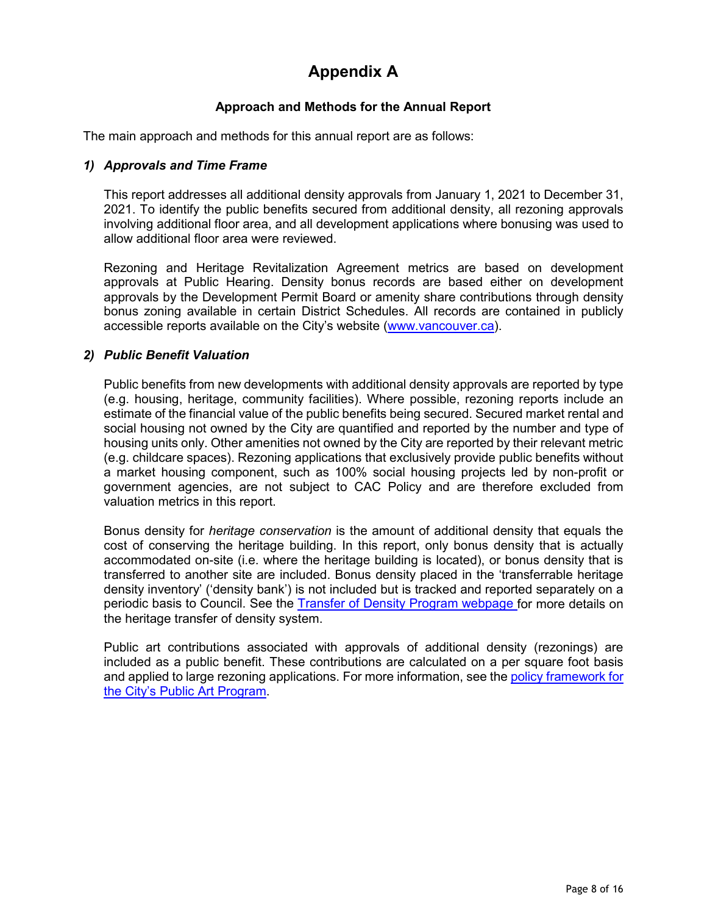# Appendix A

## Approach and Methods for the Annual Report

The main approach and methods for this annual report are as follows:

### *1) Approvals and Time Frame*

This report addresses all additional density approvals from January 1, 2021 to December 31, 2021. To identify the public benefits secured from additional density, all rezoning approvals involving additional floor area, and all development applications where bonusing was used to allow additional floor area were reviewed.

Rezoning and Heritage Revitalization Agreement metrics are based on development approvals at Public Hearing. Density bonus records are based either on development approvals by the Development Permit Board or amenity share contributions through density bonus zoning available in certain District Schedules. All records are contained in publicly accessible reports available on the City's website (www.vancouver.ca).

### *2) Public Benefit Valuation*

Public benefits from new developments with additional density approvals are reported by type (e.g. housing, heritage, community facilities). Where possible, rezoning reports include an estimate of the financial value of the public benefits being secured. Secured market rental and social housing not owned by the City are quantified and reported by the number and type of housing units only. Other amenities not owned by the City are reported by their relevant metric (e.g. childcare spaces). Rezoning applications that exclusively provide public benefits without a market housing component, such as 100% social housing projects led by non-profit or government agencies, are not subject to CAC Policy and are therefore excluded from valuation metrics in this report.

Bonus density for *heritage conservation* is the amount of additional density that equals the cost of conserving the heritage building. In this report, only bonus density that is actually accommodated on-site (i.e. where the heritage building is located), or bonus density that is transferred to another site are included. Bonus density placed in the 'transferrable heritage density inventory' ('density bank') is not included but is tracked and reported separately on a periodic basis to Council. See the Transfer of Density Program webpage for more details on the heritage transfer of density system.

Public art contributions associated with approvals of additional density (rezonings) are included as a public benefit. These contributions are calculated on a per square foot basis and applied to large rezoning applications. For more information, see the policy framework for the City's Public Art Program.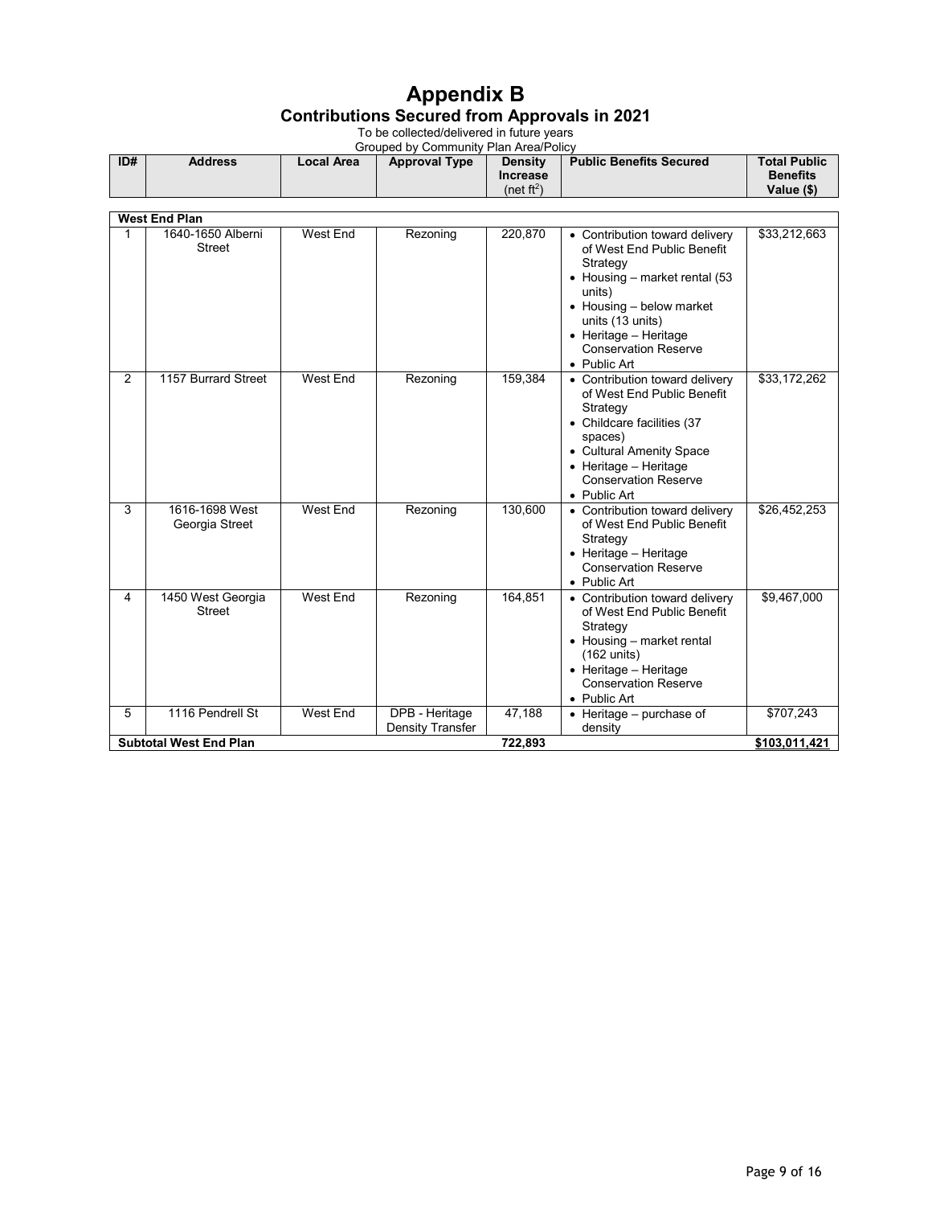# Appendix B

## Contributions Secured from Approvals in 2021

To be collected/delivered in future years

Grouped by Community Plan Area/Policy

| ID# | Address | Local Area | Approval Type | Density Increase (net ft$^2$) | Public Benefits Secured | Total Public Benefits Value ($) |
|---|---|---|---|---|---|---|
| **West End Plan** | | | | | | |
| 1 | 1640-1650 Alberni Street | West End | Rezoning | 220,870 | • Contribution toward delivery of West End Public Benefit Strategy<br>• Housing – market rental (53 units)<br>• Housing – below market units (13 units)<br>• Heritage – Heritage Conservation Reserve<br>• Public Art | $33,212,663 |
| 2 | 1157 Burrard Street | West End | Rezoning | 159,384 | • Contribution toward delivery of West End Public Benefit Strategy<br>• Childcare facilities (37 spaces)<br>• Cultural Amenity Space<br>• Heritage – Heritage Conservation Reserve<br>• Public Art | $33,172,262 |
| 3 | 1616-1698 West Georgia Street | West End | Rezoning | 130,600 | • Contribution toward delivery of West End Public Benefit Strategy<br>• Heritage – Heritage Conservation Reserve<br>• Public Art | $26,452,253 |
| 4 | 1450 West Georgia Street | West End | Rezoning | 164,851 | • Contribution toward delivery of West End Public Benefit Strategy<br>• Housing – market rental (162 units)<br>• Heritage – Heritage Conservation Reserve<br>• Public Art | $9,467,000 |
| 5 | 1116 Pendrell St | West End | DPB - Heritage Density Transfer | 47,188 | • Heritage – purchase of density | $707,243 |
| **Subtotal West End Plan** | | | | **722,893** | | **$103,011,421** |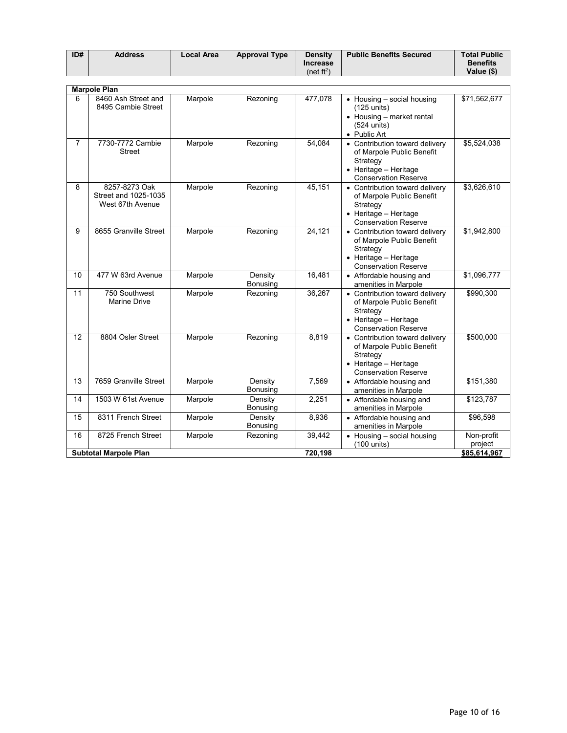| ID# | Address | Local Area | Approval Type | Density Increase (net $ft^2$) | Public Benefits Secured | Total Public Benefits Value ($) |
|---|---|---|---|---|---|---|
| **Marpole Plan** | | | | | | |
| 6 | 8460 Ash Street and 8495 Cambie Street | Marpole | Rezoning | 477,078 | • Housing – social housing (125 units)<br>• Housing – market rental (524 units)<br>• Public Art | $71,562,677 |
| 7 | 7730-7772 Cambie Street | Marpole | Rezoning | 54,084 | • Contribution toward delivery of Marpole Public Benefit Strategy<br>• Heritage – Heritage Conservation Reserve | $5,524,038 |
| 8 | 8257-8273 Oak Street and 1025-1035 West 67th Avenue | Marpole | Rezoning | 45,151 | • Contribution toward delivery of Marpole Public Benefit Strategy<br>• Heritage – Heritage Conservation Reserve | $3,626,610 |
| 9 | 8655 Granville Street | Marpole | Rezoning | 24,121 | • Contribution toward delivery of Marpole Public Benefit Strategy<br>• Heritage – Heritage Conservation Reserve | $1,942,800 |
| 10 | 477 W 63rd Avenue | Marpole | Density Bonusing | 16,481 | • Affordable housing and amenities in Marpole | $1,096,777 |
| 11 | 750 Southwest Marine Drive | Marpole | Rezoning | 36,267 | • Contribution toward delivery of Marpole Public Benefit Strategy<br>• Heritage – Heritage Conservation Reserve | $990,300 |
| 12 | 8804 Osler Street | Marpole | Rezoning | 8,819 | • Contribution toward delivery of Marpole Public Benefit Strategy<br>• Heritage – Heritage Conservation Reserve | $500,000 |
| 13 | 7659 Granville Street | Marpole | Density Bonusing | 7,569 | • Affordable housing and amenities in Marpole | $151,380 |
| 14 | 1503 W 61st Avenue | Marpole | Density Bonusing | 2,251 | • Affordable housing and amenities in Marpole | $123,787 |
| 15 | 8311 French Street | Marpole | Density Bonusing | 8,936 | • Affordable housing and amenities in Marpole | $96,598 |
| 16 | 8725 French Street | Marpole | Rezoning | 39,442 | • Housing – social housing (100 units) | Non-profit project |
| **Subtotal Marpole Plan** | | | | **720,198** | | **$85,614,967** |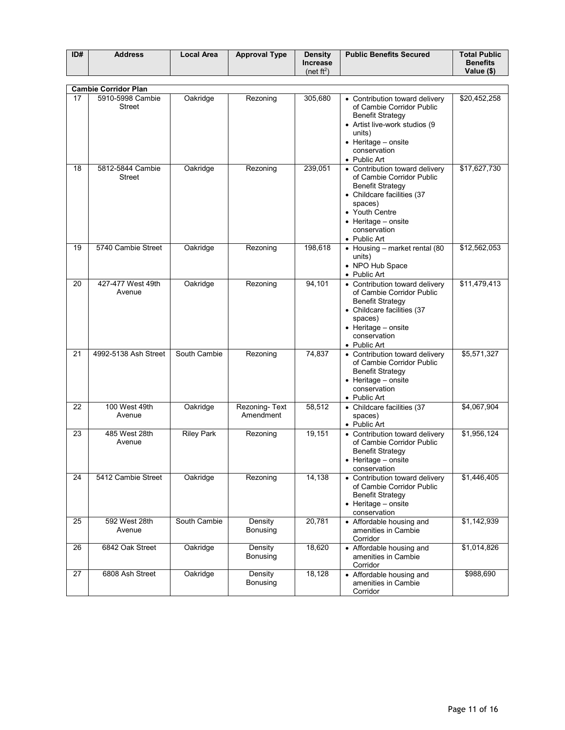| ID# | Address | Local Area | Approval Type | Density Increase (net ft$^2$) | Public Benefits Secured | Total Public Benefits Value ($) |
|---|---|---|---|---|---|---|
| **Cambie Corridor Plan** | | | | | | |
| 17 | 5910-5998 Cambie Street | Oakridge | Rezoning | 305,680 | • Contribution toward delivery of Cambie Corridor Public Benefit Strategy<br>• Artist live-work studios (9 units)<br>• Heritage – onsite conservation<br>• Public Art | $20,452,258 |
| 18 | 5812-5844 Cambie Street | Oakridge | Rezoning | 239,051 | • Contribution toward delivery of Cambie Corridor Public Benefit Strategy<br>• Childcare facilities (37 spaces)<br>• Youth Centre<br>• Heritage – onsite conservation<br>• Public Art | $17,627,730 |
| 19 | 5740 Cambie Street | Oakridge | Rezoning | 198,618 | • Housing – market rental (80 units)<br>• NPO Hub Space<br>• Public Art | $12,562,053 |
| 20 | 427-477 West 49th Avenue | Oakridge | Rezoning | 94,101 | • Contribution toward delivery of Cambie Corridor Public Benefit Strategy<br>• Childcare facilities (37 spaces)<br>• Heritage – onsite conservation<br>• Public Art | $11,479,413 |
| 21 | 4992-5138 Ash Street | South Cambie | Rezoning | 74,837 | • Contribution toward delivery of Cambie Corridor Public Benefit Strategy<br>• Heritage – onsite conservation<br>• Public Art | $5,571,327 |
| 22 | 100 West 49th Avenue | Oakridge | Rezoning- Text Amendment | 58,512 | • Childcare facilities (37 spaces)<br>• Public Art | $4,067,904 |
| 23 | 485 West 28th Avenue | Riley Park | Rezoning | 19,151 | • Contribution toward delivery of Cambie Corridor Public Benefit Strategy<br>• Heritage – onsite conservation | $1,956,124 |
| 24 | 5412 Cambie Street | Oakridge | Rezoning | 14,138 | • Contribution toward delivery of Cambie Corridor Public Benefit Strategy<br>• Heritage – onsite conservation | $1,446,405 |
| 25 | 592 West 28th Avenue | South Cambie | Density Bonusing | 20,781 | • Affordable housing and amenities in Cambie Corridor | $1,142,939 |
| 26 | 6842 Oak Street | Oakridge | Density Bonusing | 18,620 | • Affordable housing and amenities in Cambie Corridor | $1,014,826 |
| 27 | 6808 Ash Street | Oakridge | Density Bonusing | 18,128 | • Affordable housing and amenities in Cambie Corridor | $988,690 |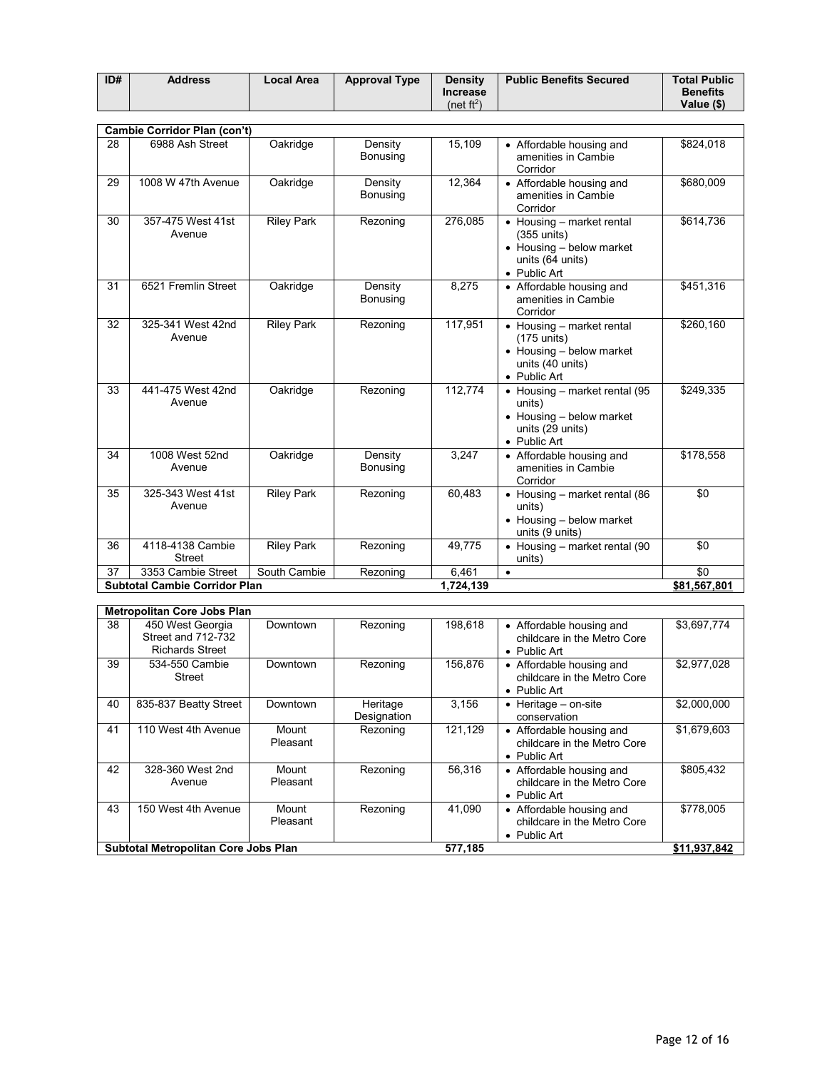| ID# | Address | Local Area | Approval Type | Density Increase (net ft$^2$) | Public Benefits Secured | Total Public Benefits Value ($) |
|---|---|---|---|---|---|---|
| **Cambie Corridor Plan (con't)** | | | | | | |
| 28 | 6988 Ash Street | Oakridge | Density Bonusing | 15,109 | • Affordable housing and amenities in Cambie Corridor | $824,018 |
| 29 | 1008 W 47th Avenue | Oakridge | Density Bonusing | 12,364 | • Affordable housing and amenities in Cambie Corridor | $680,009 |
| 30 | 357-475 West 41st Avenue | Riley Park | Rezoning | 276,085 | • Housing – market rental (355 units) • Housing – below market units (64 units) • Public Art | $614,736 |
| 31 | 6521 Fremlin Street | Oakridge | Density Bonusing | 8,275 | • Affordable housing and amenities in Cambie Corridor | $451,316 |
| 32 | 325-341 West 42nd Avenue | Riley Park | Rezoning | 117,951 | • Housing – market rental (175 units) • Housing – below market units (40 units) • Public Art | $260,160 |
| 33 | 441-475 West 42nd Avenue | Oakridge | Rezoning | 112,774 | • Housing – market rental (95 units) • Housing – below market units (29 units) • Public Art | $249,335 |
| 34 | 1008 West 52nd Avenue | Oakridge | Density Bonusing | 3,247 | • Affordable housing and amenities in Cambie Corridor | $178,558 |
| 35 | 325-343 West 41st Avenue | Riley Park | Rezoning | 60,483 | • Housing – market rental (86 units) • Housing – below market units (9 units) | $0 |
| 36 | 4118-4138 Cambie Street | Riley Park | Rezoning | 49,775 | • Housing – market rental (90 units) | $0 |
| 37 | 3353 Cambie Street | South Cambie | Rezoning | 6,461 | • | $0 |
| **Subtotal Cambie Corridor Plan** | | | | **1,724,139** | | **$81,567,801** |
| **Metropolitan Core Jobs Plan** | | | | | | |
| 38 | 450 West Georgia Street and 712-732 Richards Street | Downtown | Rezoning | 198,618 | • Affordable housing and childcare in the Metro Core • Public Art | $3,697,774 |
| 39 | 534-550 Cambie Street | Downtown | Rezoning | 156,876 | • Affordable housing and childcare in the Metro Core • Public Art | $2,977,028 |
| 40 | 835-837 Beatty Street | Downtown | Heritage Designation | 3,156 | • Heritage – on-site conservation | $2,000,000 |
| 41 | 110 West 4th Avenue | Mount Pleasant | Rezoning | 121,129 | • Affordable housing and childcare in the Metro Core • Public Art | $1,679,603 |
| 42 | 328-360 West 2nd Avenue | Mount Pleasant | Rezoning | 56,316 | • Affordable housing and childcare in the Metro Core • Public Art | $805,432 |
| 43 | 150 West 4th Avenue | Mount Pleasant | Rezoning | 41,090 | • Affordable housing and childcare in the Metro Core • Public Art | $778,005 |
| **Subtotal Metropolitan Core Jobs Plan** | | | | **577,185** | | **$11,937,842** |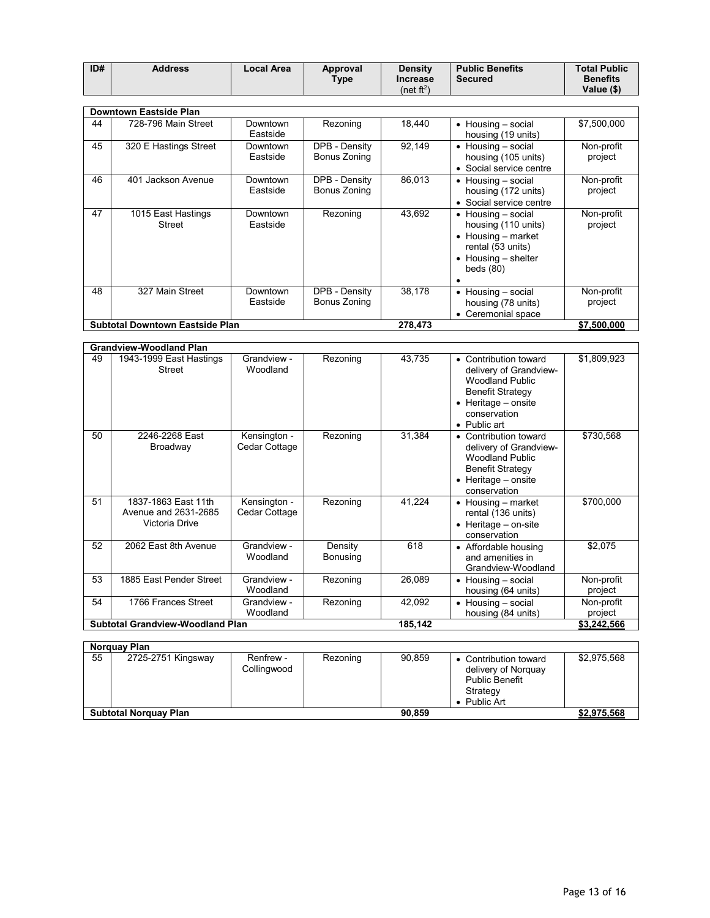| ID# | Address | Local Area | Approval Type | Density Increase (net ft$^2$) | Public Benefits Secured | Total Public Benefits Value ($) |
|---|---|---|---|---|---|---|
| **Downtown Eastside Plan** | | | | | | |
| 44 | 728-796 Main Street | Downtown Eastside | Rezoning | 18,440 | • Housing – social housing (19 units) | $7,500,000 |
| 45 | 320 E Hastings Street | Downtown Eastside | DPB - Density Bonus Zoning | 92,149 | • Housing – social housing (105 units)<br>• Social service centre | Non-profit project |
| 46 | 401 Jackson Avenue | Downtown Eastside | DPB - Density Bonus Zoning | 86,013 | • Housing – social housing (172 units)<br>• Social service centre | Non-profit project |
| 47 | 1015 East Hastings Street | Downtown Eastside | Rezoning | 43,692 | • Housing – social housing (110 units)<br>• Housing – market rental (53 units)<br>• Housing – shelter beds (80)<br>• | Non-profit project |
| 48 | 327 Main Street | Downtown Eastside | DPB - Density Bonus Zoning | 38,178 | • Housing – social housing (78 units)<br>• Ceremonial space | Non-profit project |
| **Subtotal Downtown Eastside Plan** | | | | **278,473** | | **$7,500,000** |
| **Grandview-Woodland Plan** | | | | | | |
| 49 | 1943-1999 East Hastings Street | Grandview - Woodland | Rezoning | 43,735 | • Contribution toward delivery of Grandview-Woodland Public Benefit Strategy<br>• Heritage – onsite conservation<br>• Public art | $1,809,923 |
| 50 | 2246-2268 East Broadway | Kensington - Cedar Cottage | Rezoning | 31,384 | • Contribution toward delivery of Grandview-Woodland Public Benefit Strategy<br>• Heritage – onsite conservation | $730,568 |
| 51 | 1837-1863 East 11th Avenue and 2631-2685 Victoria Drive | Kensington - Cedar Cottage | Rezoning | 41,224 | • Housing – market rental (136 units)<br>• Heritage – on-site conservation | $700,000 |
| 52 | 2062 East 8th Avenue | Grandview - Woodland | Density Bonusing | 618 | • Affordable housing and amenities in Grandview-Woodland | $2,075 |
| 53 | 1885 East Pender Street | Grandview - Woodland | Rezoning | 26,089 | • Housing – social housing (64 units) | Non-profit project |
| 54 | 1766 Frances Street | Grandview - Woodland | Rezoning | 42,092 | • Housing – social housing (84 units) | Non-profit project |
| **Subtotal Grandview-Woodland Plan** | | | | **185,142** | | **$3,242,566** |
| **Norquay Plan** | | | | | | |
| 55 | 2725-2751 Kingsway | Renfrew - Collingwood | Rezoning | 90,859 | • Contribution toward delivery of Norquay Public Benefit Strategy<br>• Public Art | $2,975,568 |
| **Subtotal Norquay Plan** | | | | **90,859** | | **$2,975,568** |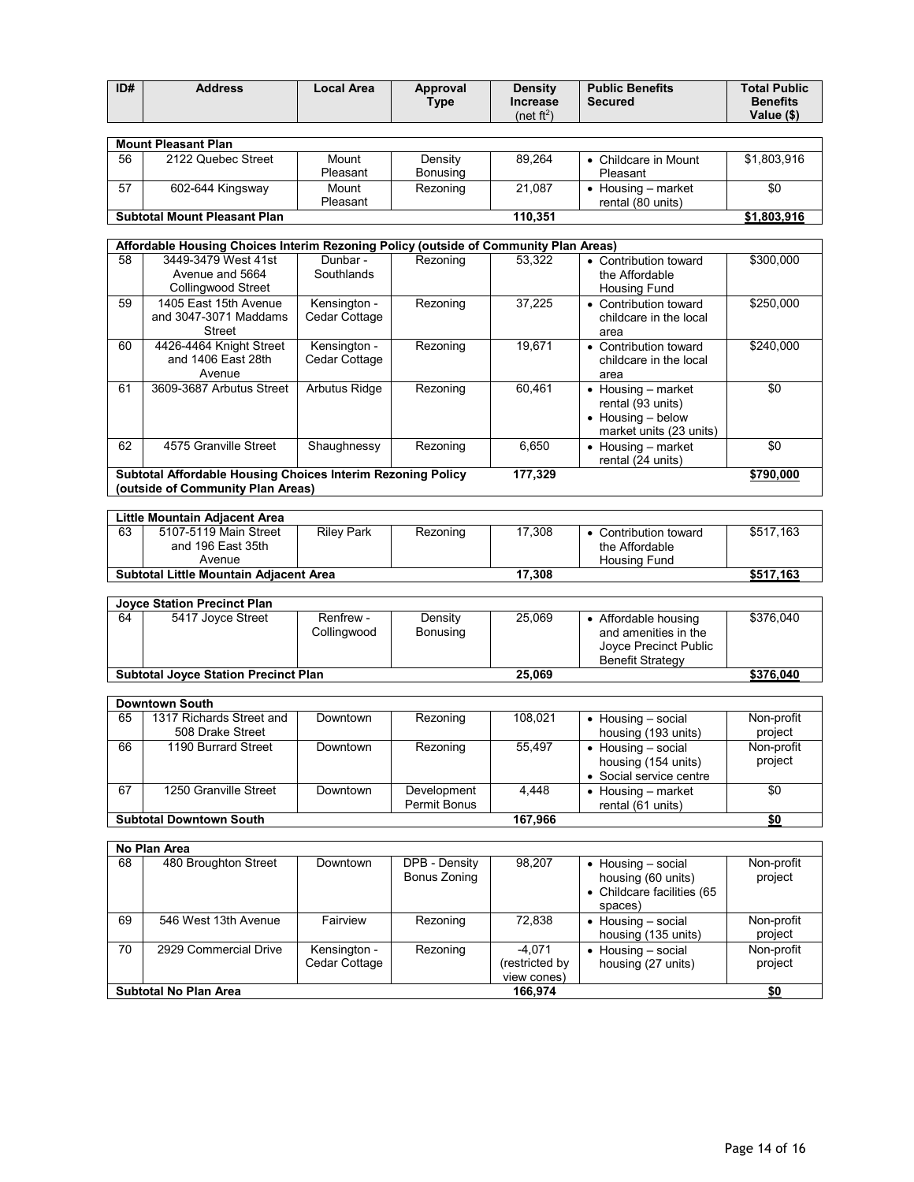| ID# | Address | Local Area | Approval Type | Density Increase (net ft$^2$) | Public Benefits Secured | Total Public Benefits Value ($) |
|---|---|---|---|---|---|---|
| **Mount Pleasant Plan** | | | | | | |
| 56 | 2122 Quebec Street | Mount Pleasant | Density Bonusing | 89,264 | • Childcare in Mount Pleasant | $1,803,916 |
| 57 | 602-644 Kingsway | Mount Pleasant | Rezoning | 21,087 | • Housing – market rental (80 units) | $0 |
| **Subtotal Mount Pleasant Plan** | | | | **110,351** | | **$1,803,916** |
| **Affordable Housing Choices Interim Rezoning Policy (outside of Community Plan Areas)** | | | | | | |
| 58 | 3449-3479 West 41st Avenue and 5664 Collingwood Street | Dunbar - Southlands | Rezoning | 53,322 | • Contribution toward the Affordable Housing Fund | $300,000 |
| 59 | 1405 East 15th Avenue and 3047-3071 Maddams Street | Kensington - Cedar Cottage | Rezoning | 37,225 | • Contribution toward childcare in the local area | $250,000 |
| 60 | 4426-4464 Knight Street and 1406 East 28th Avenue | Kensington - Cedar Cottage | Rezoning | 19,671 | • Contribution toward childcare in the local area | $240,000 |
| 61 | 3609-3687 Arbutus Street | Arbutus Ridge | Rezoning | 60,461 | • Housing – market rental (93 units) • Housing – below market units (23 units) | $0 |
| 62 | 4575 Granville Street | Shaughnessy | Rezoning | 6,650 | • Housing – market rental (24 units) | $0 |
| **Subtotal Affordable Housing Choices Interim Rezoning Policy (outside of Community Plan Areas)** | | | | **177,329** | | **$790,000** |
| **Little Mountain Adjacent Area** | | | | | | |
| 63 | 5107-5119 Main Street and 196 East 35th Avenue | Riley Park | Rezoning | 17,308 | • Contribution toward the Affordable Housing Fund | $517,163 |
| **Subtotal Little Mountain Adjacent Area** | | | | **17,308** | | **$517,163** |
| **Joyce Station Precinct Plan** | | | | | | |
| 64 | 5417 Joyce Street | Renfrew - Collingwood | Density Bonusing | 25,069 | • Affordable housing and amenities in the Joyce Precinct Public Benefit Strategy | $376,040 |
| **Subtotal Joyce Station Precinct Plan** | | | | **25,069** | | **$376,040** |
| **Downtown South** | | | | | | |
| 65 | 1317 Richards Street and 508 Drake Street | Downtown | Rezoning | 108,021 | • Housing – social housing (193 units) | Non-profit project |
| 66 | 1190 Burrard Street | Downtown | Rezoning | 55,497 | • Housing – social housing (154 units) • Social service centre | Non-profit project |
| 67 | 1250 Granville Street | Downtown | Development Permit Bonus | 4,448 | • Housing – market rental (61 units) | $0 |
| **Subtotal Downtown South** | | | | **167,966** | | **$0** |
| **No Plan Area** | | | | | | |
| 68 | 480 Broughton Street | Downtown | DPB - Density Bonus Zoning | 98,207 | • Housing – social housing (60 units) • Childcare facilities (65 spaces) | Non-profit project |
| 69 | 546 West 13th Avenue | Fairview | Rezoning | 72,838 | • Housing – social housing (135 units) | Non-profit project |
| 70 | 2929 Commercial Drive | Kensington - Cedar Cottage | Rezoning | -4,071 (restricted by view cones) | • Housing – social housing (27 units) | Non-profit project |
| **Subtotal No Plan Area** | | | | **166,974** | | **$0** |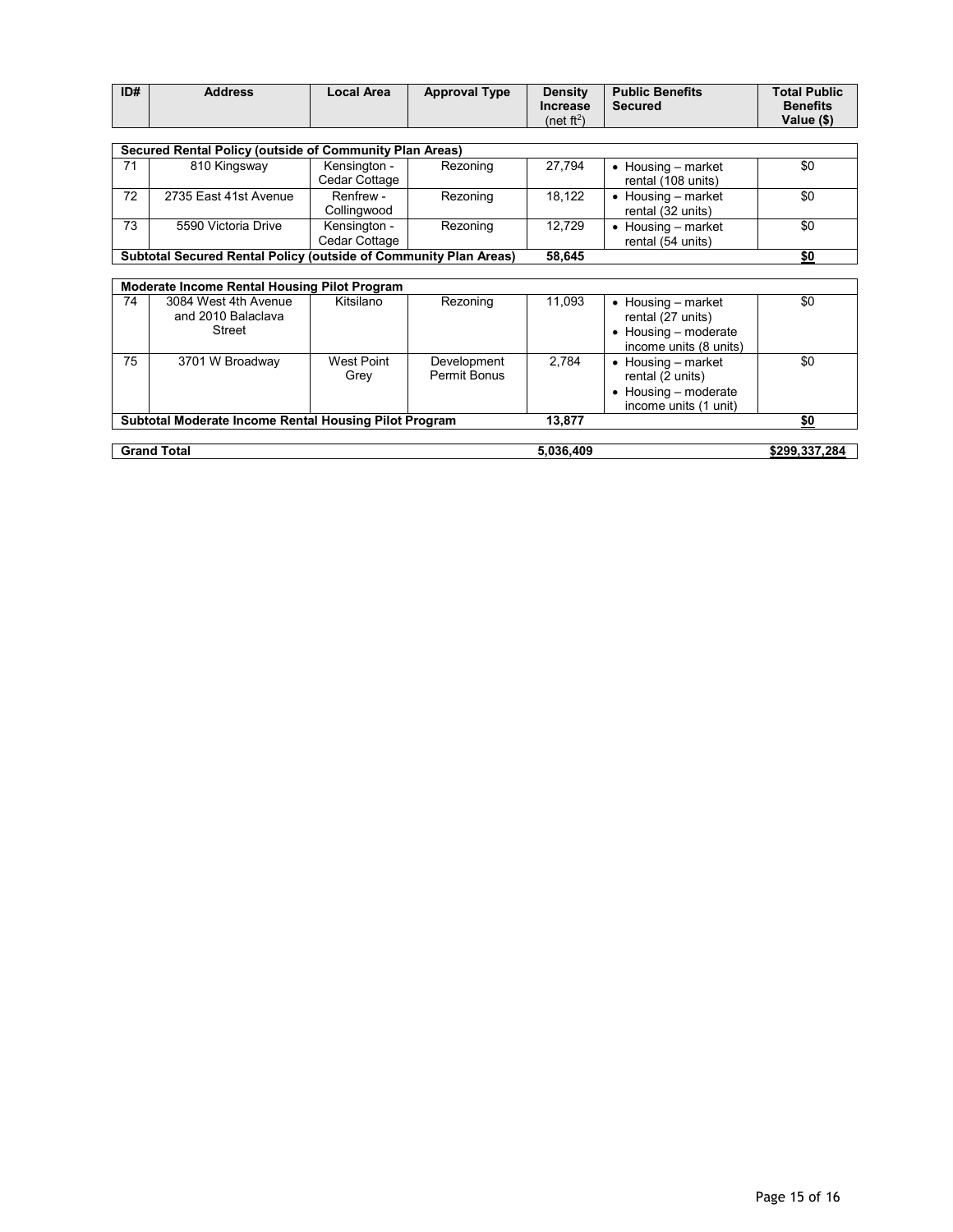| ID# | Address | Local Area | Approval Type | Density Increase (net $ft^2$) | Public Benefits Secured | Total Public Benefits Value ($) |
|---|---|---|---|---|---|---|
| **Secured Rental Policy (outside of Community Plan Areas)** | | | | | | |
| 71 | 810 Kingsway | Kensington - Cedar Cottage | Rezoning | 27,794 | • Housing – market rental (108 units) | $0 |
| 72 | 2735 East 41st Avenue | Renfrew - Collingwood | Rezoning | 18,122 | • Housing – market rental (32 units) | $0 |
| 73 | 5590 Victoria Drive | Kensington - Cedar Cottage | Rezoning | 12,729 | • Housing – market rental (54 units) | $0 |
| **Subtotal Secured Rental Policy (outside of Community Plan Areas)** | | | | **58,645** | | **$0** |
| **Moderate Income Rental Housing Pilot Program** | | | | | | |
| 74 | 3084 West 4th Avenue and 2010 Balaclava Street | Kitsilano | Rezoning | 11,093 | • Housing – market rental (27 units) • Housing – moderate income units (8 units) | $0 |
| 75 | 3701 W Broadway | West Point Grey | Development Permit Bonus | 2,784 | • Housing – market rental (2 units) • Housing – moderate income units (1 unit) | $0 |
| **Subtotal Moderate Income Rental Housing Pilot Program** | | | | **13,877** | | **$0** |
| **Grand Total** | | | | **5,036,409** | | **$299,337,284** |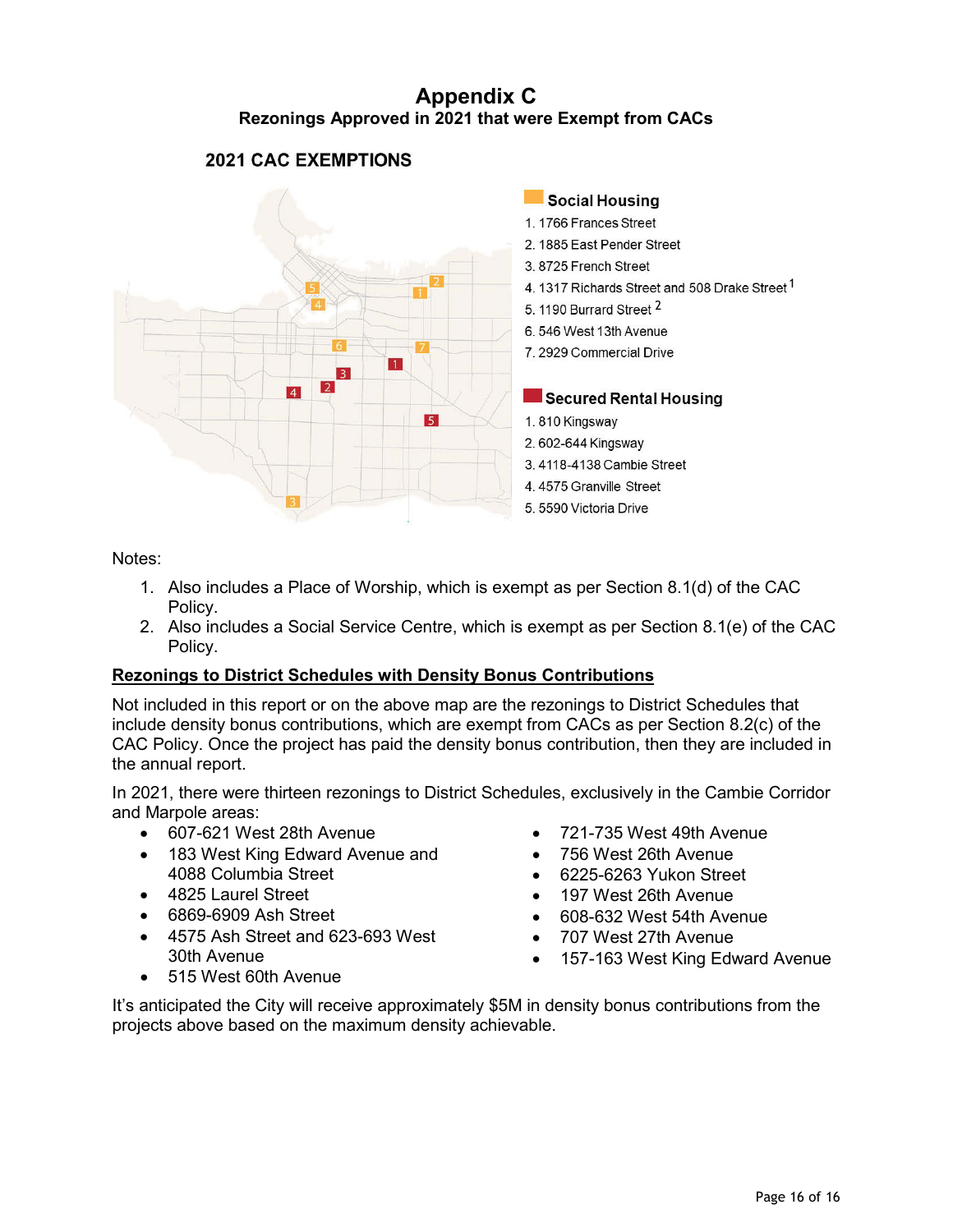# Appendix C

## Rezonings Approved in 2021 that were Exempt from CACs

### 2021 CAC EXEMPTIONS

**Social Housing**

1. 1766 Frances Street
2. 1885 East Pender Street
3. 8725 French Street
4. 1317 Richards Street and 508 Drake Street[1]
5. 1190 Burrard Street[2]
6. 546 West 13th Avenue
7. 2929 Commercial Drive

**Secured Rental Housing**

1. 810 Kingsway
2. 602-644 Kingsway
3. 4118-4138 Cambie Street
4. 4575 Granville Street
5. 5590 Victoria Drive

Notes:

1. Also includes a Place of Worship, which is exempt as per Section 8.1(d) of the CAC Policy.
2. Also includes a Social Service Centre, which is exempt as per Section 8.1(e) of the CAC Policy.

**Rezonings to District Schedules with Density Bonus Contributions**

Not included in this report or on the above map are the rezonings to District Schedules that include density bonus contributions, which are exempt from CACs as per Section 8.2(c) of the CAC Policy. Once the project has paid the density bonus contribution, then they are included in the annual report.

In 2021, there were thirteen rezonings to District Schedules, exclusively in the Cambie Corridor and Marpole areas:

- 607-621 West 28th Avenue
- 183 West King Edward Avenue and 4088 Columbia Street
- 4825 Laurel Street
- 6869-6909 Ash Street
- 4575 Ash Street and 623-693 West 30th Avenue
- 515 West 60th Avenue
- 721-735 West 49th Avenue
- 756 West 26th Avenue
- 6225-6263 Yukon Street
- 197 West 26th Avenue
- 608-632 West 54th Avenue
- 707 West 27th Avenue
- 157-163 West King Edward Avenue

It's anticipated the City will receive approximately $5M in density bonus contributions from the projects above based on the maximum density achievable.